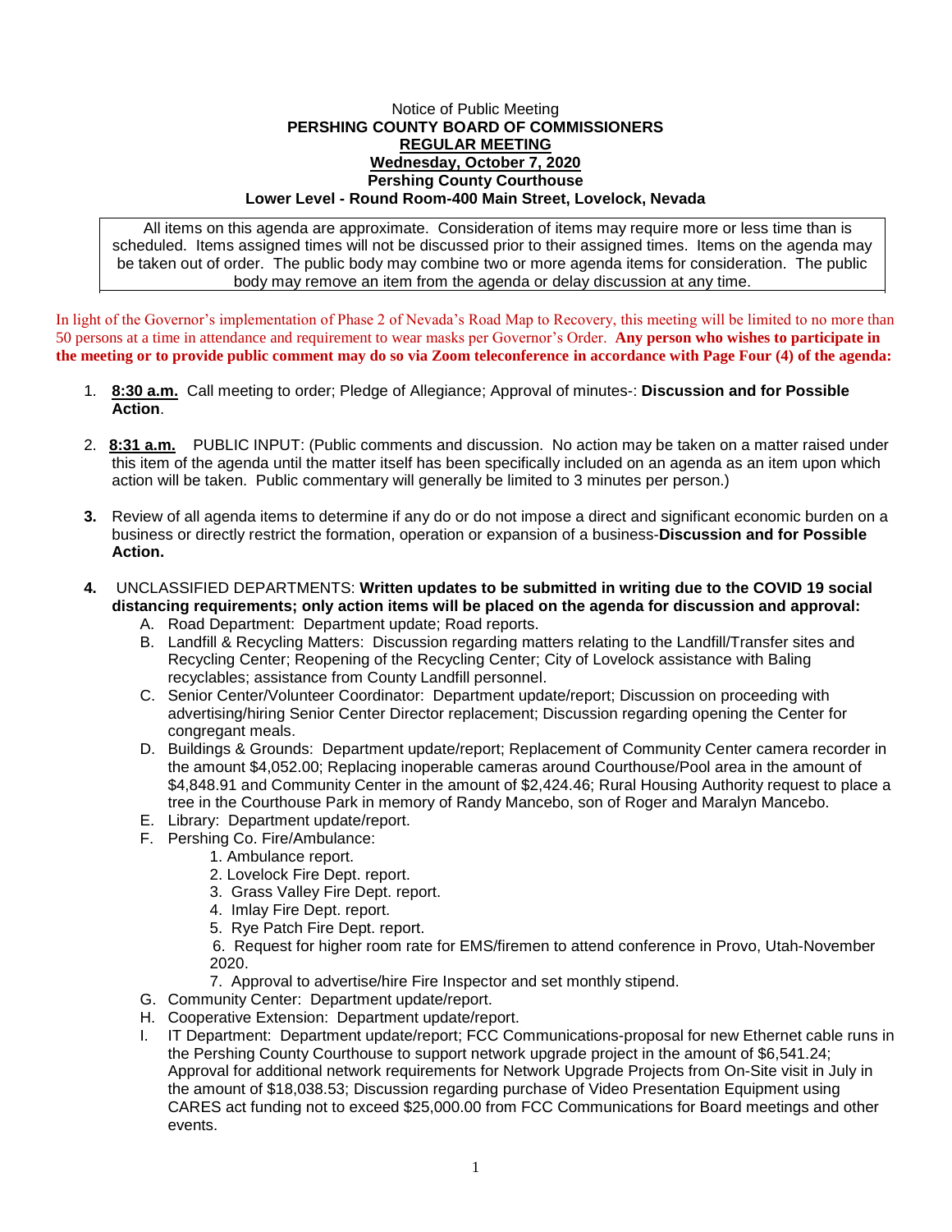Notice of Public Meeting

**PERSHING COUNTY BOARD OF COMMISSIONERS**

**REGULAR MEETING**

**Wednesday, October 7, 2020**

**Pershing County Courthouse**

**Lower Level - Round Room-400 Main Street, Lovelock, Nevada**

All items on this agenda are approximate. Consideration of items may require more or less time than is scheduled. Items assigned times will not be discussed prior to their assigned times. Items on the agenda may be taken out of order. The public body may combine two or more agenda items for consideration. The public body may remove an item from the agenda or delay discussion at any time.

In light of the Governor's implementation of Phase 2 of Nevada's Road Map to Recovery, this meeting will be limited to no more than 50 persons at a time in attendance and requirement to wear masks per Governor's Order. **Any person who wishes to participate in the meeting or to provide public comment may do so via Zoom teleconference in accordance with Page Four (4) of the agenda:**

1. **8:30 a.m.** Call meeting to order; Pledge of Allegiance; Approval of minutes-: **Discussion and for Possible Action**.

2. **8:31 a.m.** PUBLIC INPUT: (Public comments and discussion. No action may be taken on a matter raised under this item of the agenda until the matter itself has been specifically included on an agenda as an item upon which action will be taken. Public commentary will generally be limited to 3 minutes per person.)

3. Review of all agenda items to determine if any do or do not impose a direct and significant economic burden on a business or directly restrict the formation, operation or expansion of a business-**Discussion and for Possible Action.**

4. UNCLASSIFIED DEPARTMENTS: **Written updates to be submitted in writing due to the COVID 19 social distancing requirements; only action items will be placed on the agenda for discussion and approval:**
   - A. Road Department: Department update; Road reports.
   - B. Landfill & Recycling Matters: Discussion regarding matters relating to the Landfill/Transfer sites and Recycling Center; Reopening of the Recycling Center; City of Lovelock assistance with Baling recyclables; assistance from County Landfill personnel.
   - C. Senior Center/Volunteer Coordinator: Department update/report; Discussion on proceeding with advertising/hiring Senior Center Director replacement; Discussion regarding opening the Center for congregant meals.
   - D. Buildings & Grounds: Department update/report; Replacement of Community Center camera recorder in the amount $4,052.00; Replacing inoperable cameras around Courthouse/Pool area in the amount of $4,848.91 and Community Center in the amount of $2,424.46; Rural Housing Authority request to place a tree in the Courthouse Park in memory of Randy Mancebo, son of Roger and Maralyn Mancebo.
   - E. Library: Department update/report.
   - F. Pershing Co. Fire/Ambulance:
     1. Ambulance report.
     2. Lovelock Fire Dept. report.
     3. Grass Valley Fire Dept. report.
     4. Imlay Fire Dept. report.
     5. Rye Patch Fire Dept. report.
     6. Request for higher room rate for EMS/firemen to attend conference in Provo, Utah-November 2020.
     7. Approval to advertise/hire Fire Inspector and set monthly stipend.
   - G. Community Center: Department update/report.
   - H. Cooperative Extension: Department update/report.
   - I. IT Department: Department update/report; FCC Communications-proposal for new Ethernet cable runs in the Pershing County Courthouse to support network upgrade project in the amount of $6,541.24; Approval for additional network requirements for Network Upgrade Projects from On-Site visit in July in the amount of $18,038.53; Discussion regarding purchase of Video Presentation Equipment using CARES act funding not to exceed $25,000.00 from FCC Communications for Board meetings and other events.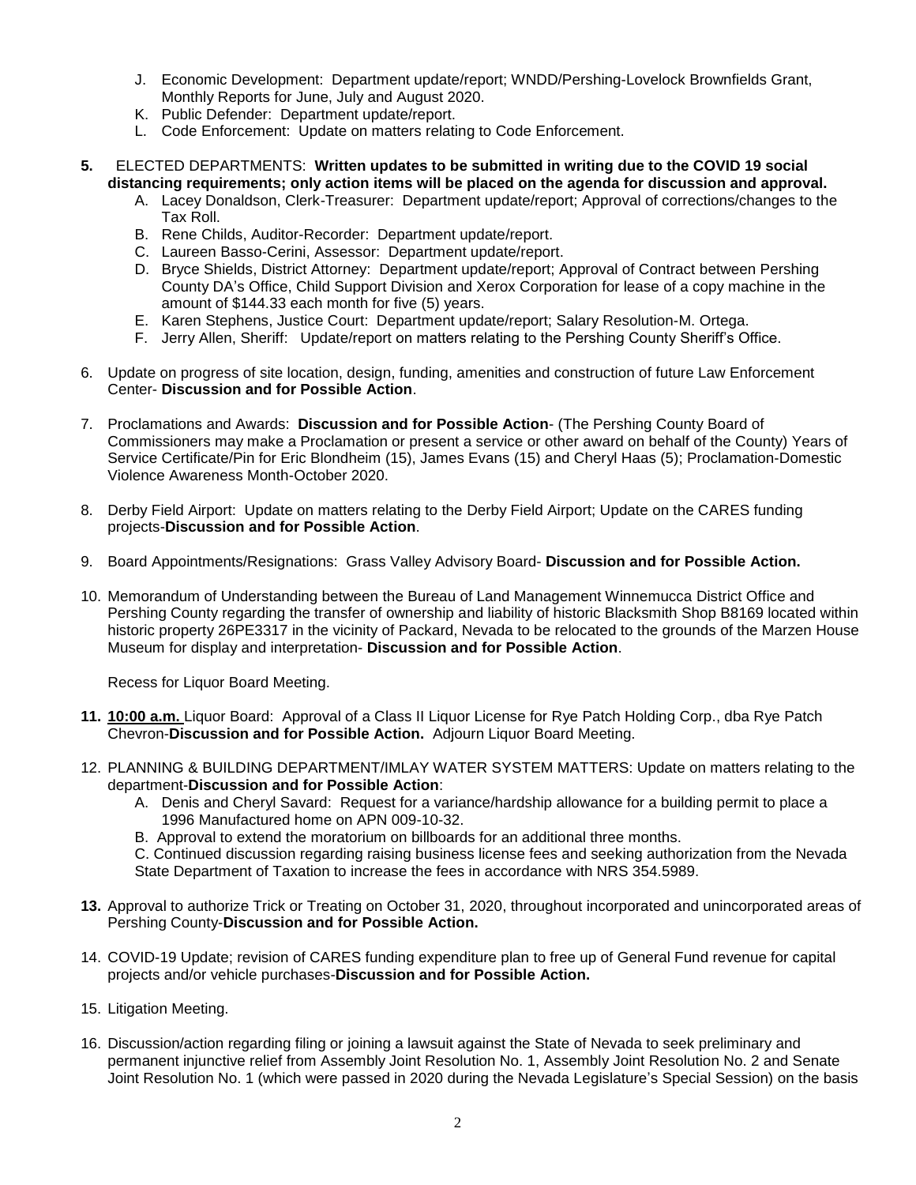J. Economic Development: Department update/report; WNDD/Pershing-Lovelock Brownfields Grant, Monthly Reports for June, July and August 2020.
K. Public Defender: Department update/report.
L. Code Enforcement: Update on matters relating to Code Enforcement.

**5.** ELECTED DEPARTMENTS: **Written updates to be submitted in writing due to the COVID 19 social distancing requirements; only action items will be placed on the agenda for discussion and approval.**

A. Lacey Donaldson, Clerk-Treasurer: Department update/report; Approval of corrections/changes to the Tax Roll.
B. Rene Childs, Auditor-Recorder: Department update/report.
C. Laureen Basso-Cerini, Assessor: Department update/report.
D. Bryce Shields, District Attorney: Department update/report; Approval of Contract between Pershing County DA's Office, Child Support Division and Xerox Corporation for lease of a copy machine in the amount of $144.33 each month for five (5) years.
E. Karen Stephens, Justice Court: Department update/report; Salary Resolution-M. Ortega.
F. Jerry Allen, Sheriff: Update/report on matters relating to the Pershing County Sheriff's Office.

6. Update on progress of site location, design, funding, amenities and construction of future Law Enforcement Center- **Discussion and for Possible Action**.

7. Proclamations and Awards: **Discussion and for Possible Action**- (The Pershing County Board of Commissioners may make a Proclamation or present a service or other award on behalf of the County) Years of Service Certificate/Pin for Eric Blondheim (15), James Evans (15) and Cheryl Haas (5); Proclamation-Domestic Violence Awareness Month-October 2020.

8. Derby Field Airport: Update on matters relating to the Derby Field Airport; Update on the CARES funding projects-**Discussion and for Possible Action**.

9. Board Appointments/Resignations: Grass Valley Advisory Board- **Discussion and for Possible Action.**

10. Memorandum of Understanding between the Bureau of Land Management Winnemucca District Office and Pershing County regarding the transfer of ownership and liability of historic Blacksmith Shop B8169 located within historic property 26PE3317 in the vicinity of Packard, Nevada to be relocated to the grounds of the Marzen House Museum for display and interpretation- **Discussion and for Possible Action**.

Recess for Liquor Board Meeting.

**11.** **10:00 a.m.** Liquor Board: Approval of a Class II Liquor License for Rye Patch Holding Corp., dba Rye Patch Chevron-**Discussion and for Possible Action.** Adjourn Liquor Board Meeting.

12. PLANNING & BUILDING DEPARTMENT/IMLAY WATER SYSTEM MATTERS: Update on matters relating to the department-**Discussion and for Possible Action**:

A. Denis and Cheryl Savard: Request for a variance/hardship allowance for a building permit to place a 1996 Manufactured home on APN 009-10-32.
B. Approval to extend the moratorium on billboards for an additional three months.
C. Continued discussion regarding raising business license fees and seeking authorization from the Nevada State Department of Taxation to increase the fees in accordance with NRS 354.5989.

**13.** Approval to authorize Trick or Treating on October 31, 2020, throughout incorporated and unincorporated areas of Pershing County-**Discussion and for Possible Action.**

14. COVID-19 Update; revision of CARES funding expenditure plan to free up of General Fund revenue for capital projects and/or vehicle purchases-**Discussion and for Possible Action.**

15. Litigation Meeting.

16. Discussion/action regarding filing or joining a lawsuit against the State of Nevada to seek preliminary and permanent injunctive relief from Assembly Joint Resolution No. 1, Assembly Joint Resolution No. 2 and Senate Joint Resolution No. 1 (which were passed in 2020 during the Nevada Legislature's Special Session) on the basis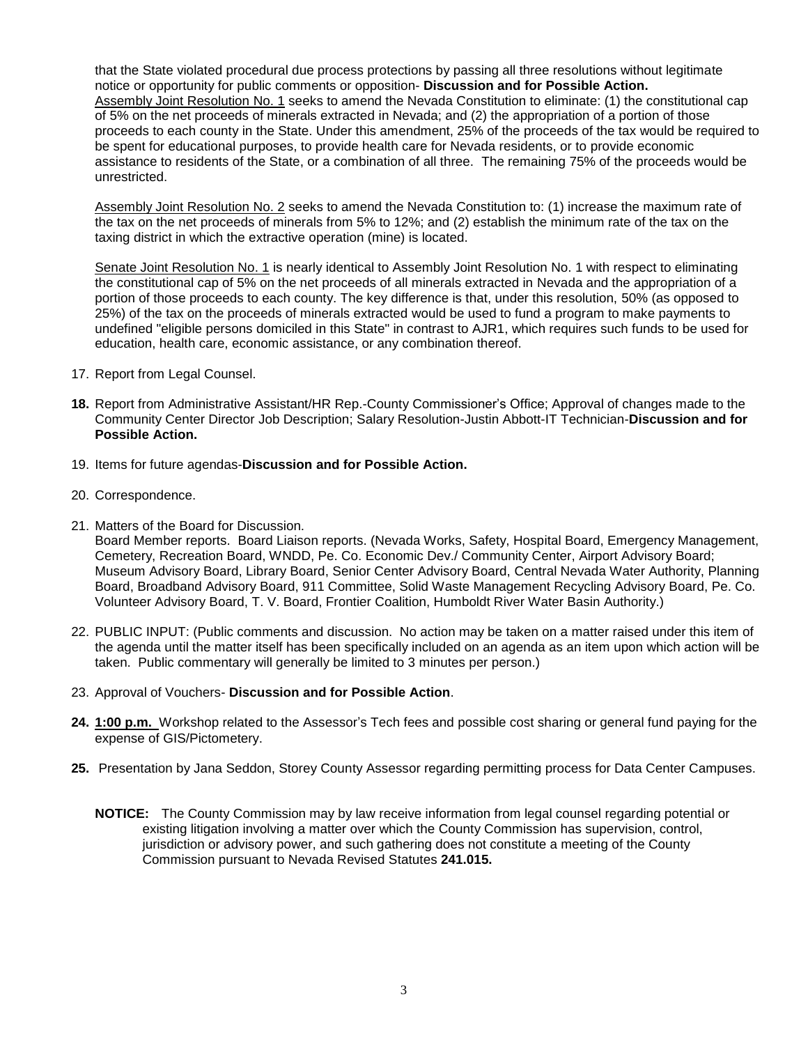that the State violated procedural due process protections by passing all three resolutions without legitimate notice or opportunity for public comments or opposition- **Discussion and for Possible Action.**
Assembly Joint Resolution No. 1 seeks to amend the Nevada Constitution to eliminate: (1) the constitutional cap of 5% on the net proceeds of minerals extracted in Nevada; and (2) the appropriation of a portion of those proceeds to each county in the State. Under this amendment, 25% of the proceeds of the tax would be required to be spent for educational purposes, to provide health care for Nevada residents, or to provide economic assistance to residents of the State, or a combination of all three. The remaining 75% of the proceeds would be unrestricted.

Assembly Joint Resolution No. 2 seeks to amend the Nevada Constitution to: (1) increase the maximum rate of the tax on the net proceeds of minerals from 5% to 12%; and (2) establish the minimum rate of the tax on the taxing district in which the extractive operation (mine) is located.

Senate Joint Resolution No. 1 is nearly identical to Assembly Joint Resolution No. 1 with respect to eliminating the constitutional cap of 5% on the net proceeds of all minerals extracted in Nevada and the appropriation of a portion of those proceeds to each county. The key difference is that, under this resolution, 50% (as opposed to 25%) of the tax on the proceeds of minerals extracted would be used to fund a program to make payments to undefined "eligible persons domiciled in this State" in contrast to AJR1, which requires such funds to be used for education, health care, economic assistance, or any combination thereof.

17. Report from Legal Counsel.

**18.** Report from Administrative Assistant/HR Rep.-County Commissioner's Office; Approval of changes made to the Community Center Director Job Description; Salary Resolution-Justin Abbott-IT Technician-**Discussion and for Possible Action.**

19. Items for future agendas-**Discussion and for Possible Action.**

20. Correspondence.

21. Matters of the Board for Discussion.
Board Member reports. Board Liaison reports. (Nevada Works, Safety, Hospital Board, Emergency Management, Cemetery, Recreation Board, WNDD, Pe. Co. Economic Dev./ Community Center, Airport Advisory Board; Museum Advisory Board, Library Board, Senior Center Advisory Board, Central Nevada Water Authority, Planning Board, Broadband Advisory Board, 911 Committee, Solid Waste Management Recycling Advisory Board, Pe. Co. Volunteer Advisory Board, T. V. Board, Frontier Coalition, Humboldt River Water Basin Authority.)

22. PUBLIC INPUT: (Public comments and discussion. No action may be taken on a matter raised under this item of the agenda until the matter itself has been specifically included on an agenda as an item upon which action will be taken. Public commentary will generally be limited to 3 minutes per person.)

23. Approval of Vouchers- **Discussion and for Possible Action**.

**24.** **1:00 p.m.** Workshop related to the Assessor's Tech fees and possible cost sharing or general fund paying for the expense of GIS/Pictometery.

**25.** Presentation by Jana Seddon, Storey County Assessor regarding permitting process for Data Center Campuses.

**NOTICE:** The County Commission may by law receive information from legal counsel regarding potential or existing litigation involving a matter over which the County Commission has supervision, control, jurisdiction or advisory power, and such gathering does not constitute a meeting of the County Commission pursuant to Nevada Revised Statutes **241.015.**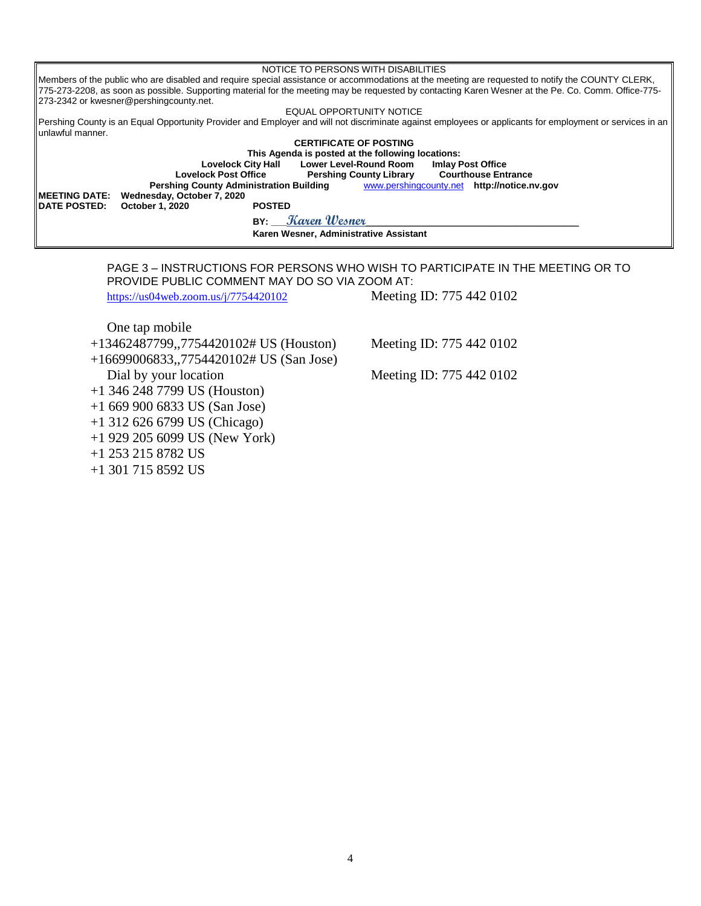NOTICE TO PERSONS WITH DISABILITIES

Members of the public who are disabled and require special assistance or accommodations at the meeting are requested to notify the COUNTY CLERK, 775-273-2208, as soon as possible. Supporting material for the meeting may be requested by contacting Karen Wesner at the Pe. Co. Comm. Office-775-273-2342 or kwesner@pershingcounty.net.

EQUAL OPPORTUNITY NOTICE

Pershing County is an Equal Opportunity Provider and Employer and will not discriminate against employees or applicants for employment or services in an unlawful manner.

**CERTIFICATE OF POSTING**

**This Agenda is posted at the following locations:**

**Lovelock City Hall** **Lower Level-Round Room** **Imlay Post Office**
**Lovelock Post Office** **Pershing County Library** **Courthouse Entrance**
**Pershing County Administration Building** www.pershingcounty.net **http://notice.nv.gov**

**MEETING DATE:** **Wednesday, October 7, 2020**
**DATE POSTED:** **October 1, 2020** **POSTED**

**BY:** *Karen Wesner*

**Karen Wesner, Administrative Assistant**

PAGE 3 – INSTRUCTIONS FOR PERSONS WHO WISH TO PARTICIPATE IN THE MEETING OR TO PROVIDE PUBLIC COMMENT MAY DO SO VIA ZOOM AT:

https://us04web.zoom.us/j/7754420102 Meeting ID: 775 442 0102

One tap mobile
+13462487799,,7754420102# US (Houston) Meeting ID: 775 442 0102
+16699006833,,7754420102# US (San Jose)
Dial by your location Meeting ID: 775 442 0102
+1 346 248 7799 US (Houston)
+1 669 900 6833 US (San Jose)
+1 312 626 6799 US (Chicago)
+1 929 205 6099 US (New York)
+1 253 215 8782 US
+1 301 715 8592 US